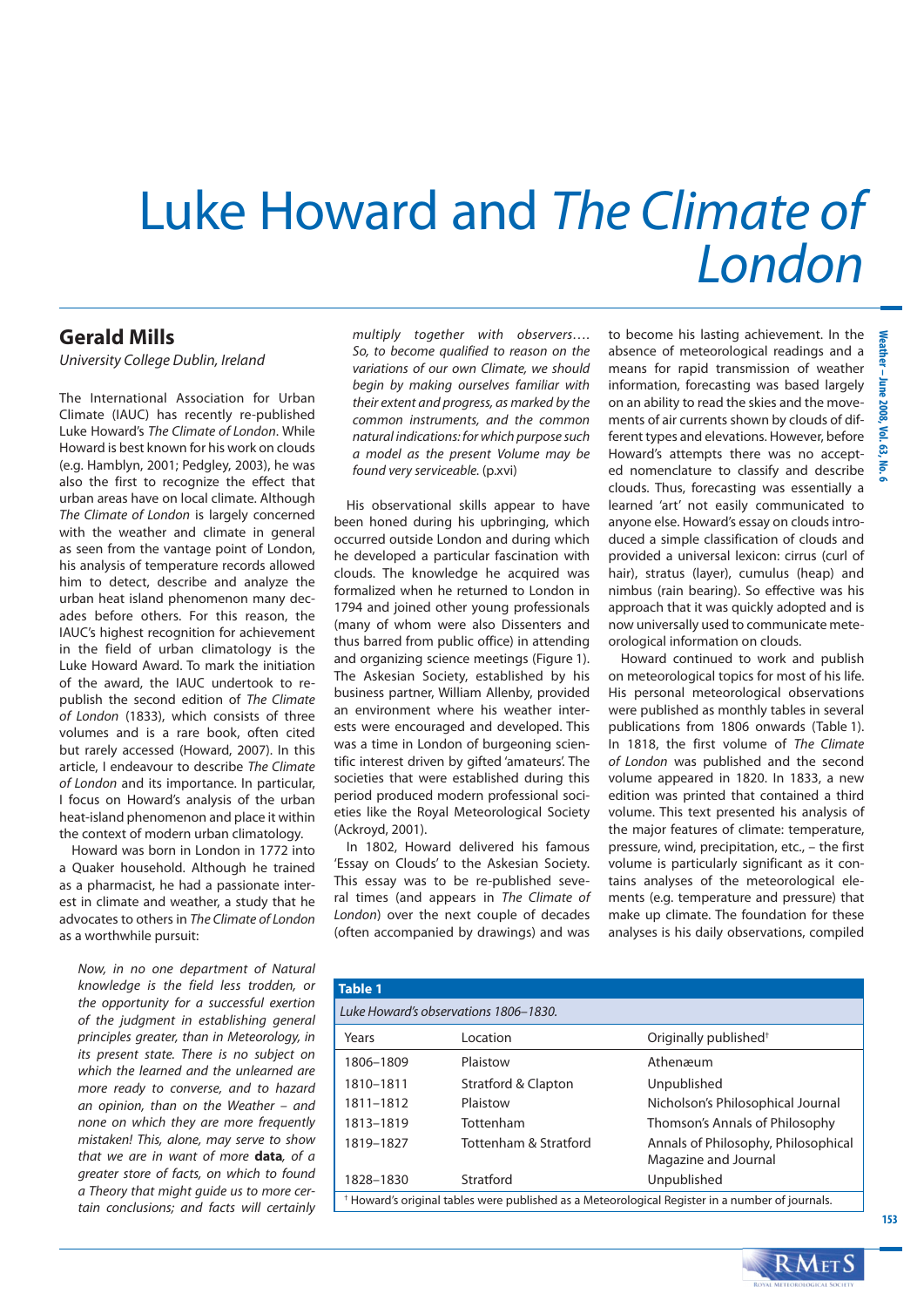# Luke Howard and *The Climate of London*

## Gerald Mills

*University College Dublin, Ireland*

The International Association for Urban Climate (IAUC) has recently re-published Luke Howard's *The Climate of London*. While Howard is best known for his work on clouds (e.g. Hamblyn, 2001; Pedgley, 2003), he was also the first to recognize the effect that urban areas have on local climate. Although *The Climate of London* is largely concerned with the weather and climate in general as seen from the vantage point of London, his analysis of temperature records allowed him to detect, describe and analyze the urban heat island phenomenon many decades before others. For this reason, the IAUC's highest recognition for achievement in the field of urban climatology is the Luke Howard Award. To mark the initiation of the award, the IAUC undertook to re-publish the second edition of *The Climate of London* (1833), which consists of three volumes and is a rare book, often cited but rarely accessed (Howard, 2007). In this article, I endeavour to describe *The Climate of London* and its importance. In particular, I focus on Howard's analysis of the urban heat-island phenomenon and place it within the context of modern urban climatology.

Howard was born in London in 1772 into a Quaker household. Although he trained as a pharmacist, he had a passionate interest in climate and weather, a study that he advocates to others in *The Climate of London* as a worthwhile pursuit:

> *Now, in no one department of Natural knowledge is the field less trodden, or the opportunity for a successful exertion of the judgment in establishing general principles greater, than in Meteorology, in its present state. There is no subject on which the learned and the unlearned are more ready to converse, and to hazard an opinion, than on the Weather – and none on which they are more frequently mistaken! This, alone, may serve to show that we are in want of more* **data***, of a greater store of facts, on which to found a Theory that might guide us to more certain conclusions; and facts will certainly multiply together with observers…. So, to become qualified to reason on the variations of our own Climate, we should begin by making ourselves familiar with their extent and progress, as marked by the common instruments, and the common natural indications: for which purpose such a model as the present Volume may be found very serviceable.* (p.xvi)

His observational skills appear to have been honed during his upbringing, which occurred outside London and during which he developed a particular fascination with clouds. The knowledge he acquired was formalized when he returned to London in 1794 and joined other young professionals (many of whom were also Dissenters and thus barred from public office) in attending and organizing science meetings (Figure 1). The Askesian Society, established by his business partner, William Allenby, provided an environment where his weather interests were encouraged and developed. This was a time in London of burgeoning scientific interest driven by gifted 'amateurs'. The societies that were established during this period produced modern professional societies like the Royal Meteorological Society (Ackroyd, 2001).

In 1802, Howard delivered his famous 'Essay on Clouds' to the Askesian Society. This essay was to be re-published several times (and appears in *The Climate of London*) over the next couple of decades (often accompanied by drawings) and was to become his lasting achievement. In the absence of meteorological readings and a means for rapid transmission of weather information, forecasting was based largely on an ability to read the skies and the movements of air currents shown by clouds of different types and elevations. However, before Howard's attempts there was no accepted nomenclature to classify and describe clouds. Thus, forecasting was essentially a learned 'art' not easily communicated to anyone else. Howard's essay on clouds introduced a simple classification of clouds and provided a universal lexicon: cirrus (curl of hair), stratus (layer), cumulus (heap) and nimbus (rain bearing). So effective was his approach that it was quickly adopted and is now universally used to communicate meteorological information on clouds.

Howard continued to work and publish on meteorological topics for most of his life. His personal meteorological observations were published as monthly tables in several publications from 1806 onwards (Table 1). In 1818, the first volume of *The Climate of London* was published and the second volume appeared in 1820. In 1833, a new edition was printed that contained a third volume. This text presented his analysis of the major features of climate: temperature, pressure, wind, precipitation, etc., – the first volume is particularly significant as it contains analyses of the meteorological elements (e.g. temperature and pressure) that make up climate. The foundation for these analyses is his daily observations, compiled

**Table 1**

*Luke Howard's observations 1806–1830.*

| Years | Location | Originally published[†] |
|---|---|---|
| 1806–1809 | Plaistow | Athenæum |
| 1810–1811 | Stratford & Clapton | Unpublished |
| 1811–1812 | Plaistow | Nicholson's Philosophical Journal |
| 1813–1819 | Tottenham | Thomson's Annals of Philosophy |
| 1819–1827 | Tottenham & Stratford | Annals of Philosophy, Philosophical Magazine and Journal |
| 1828–1830 | Stratford | Unpublished |

[†] Howard's original tables were published as a Meteorological Register in a number of journals.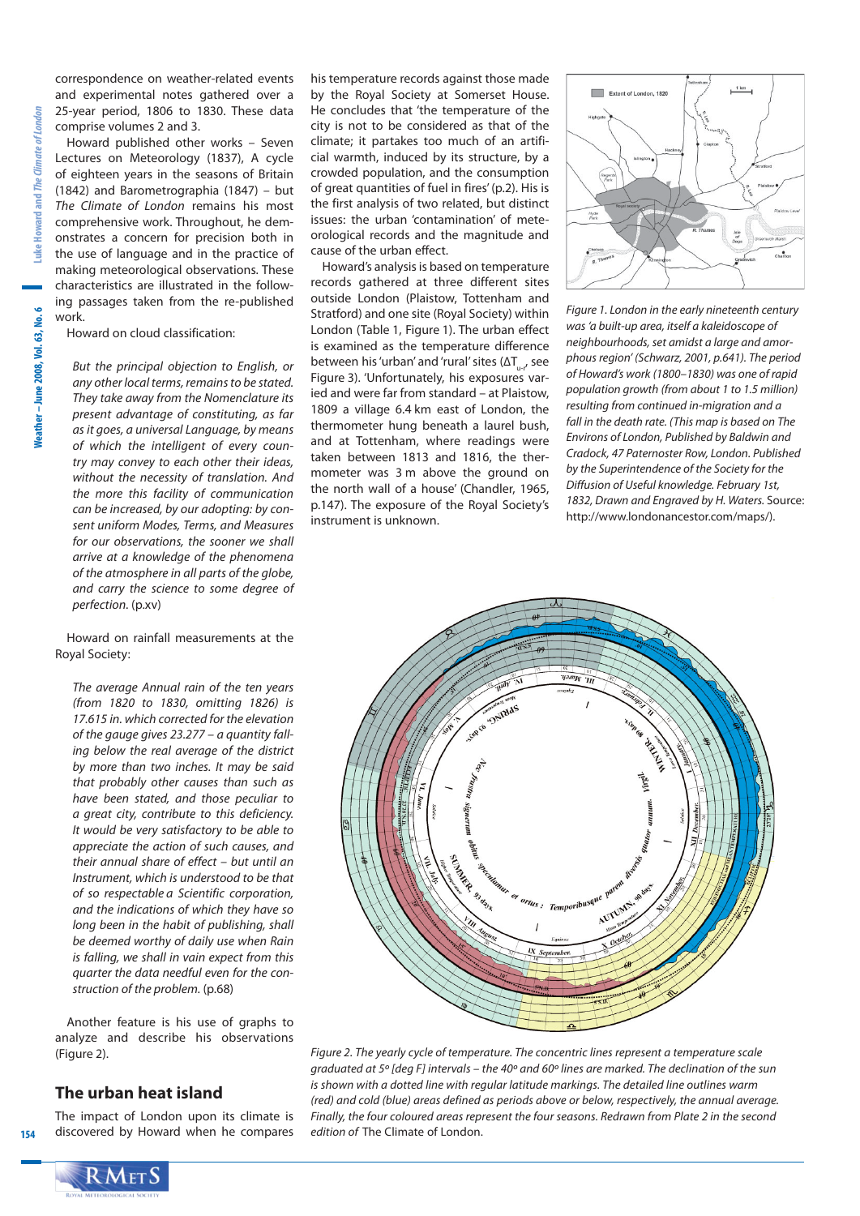correspondence on weather-related events and experimental notes gathered over a 25-year period, 1806 to 1830. These data comprise volumes 2 and 3.

Howard published other works – Seven Lectures on Meteorology (1837), A cycle of eighteen years in the seasons of Britain (1842) and Barometrographia (1847) – but *The Climate of London* remains his most comprehensive work. Throughout, he demonstrates a concern for precision both in the use of language and in the practice of making meteorological observations. These characteristics are illustrated in the following passages taken from the re-published work.

Howard on cloud classification:

> *But the principal objection to English, or any other local terms, remains to be stated. They take away from the Nomenclature its present advantage of constituting, as far as it goes, a universal Language, by means of which the intelligent of every country may convey to each other their ideas, without the necessity of translation. And the more this facility of communication can be increased, by our adopting: by consent uniform Modes, Terms, and Measures for our observations, the sooner we shall arrive at a knowledge of the phenomena of the atmosphere in all parts of the globe, and carry the science to some degree of perfection.* (p.xv)

Howard on rainfall measurements at the Royal Society:

> *The average Annual rain of the ten years (from 1820 to 1830, omitting 1826) is 17.615 in. which corrected for the elevation of the gauge gives 23.277 – a quantity falling below the real average of the district by more than two inches. It may be said that probably other causes than such as have been stated, and those peculiar to a great city, contribute to this deficiency. It would be very satisfactory to be able to appreciate the action of such causes, and their annual share of effect – but until an Instrument, which is understood to be that of so respectable a Scientific corporation, and the indications of which they have so long been in the habit of publishing, shall be deemed worthy of daily use when Rain is falling, we shall in vain expect from this quarter the data needful even for the construction of the problem.* (p.68)

Another feature is his use of graphs to analyze and describe his observations (Figure 2).

## The urban heat island

The impact of London upon its climate is discovered by Howard when he compares his temperature records against those made by the Royal Society at Somerset House. He concludes that 'the temperature of the city is not to be considered as that of the climate; it partakes too much of an artificial warmth, induced by its structure, by a crowded population, and the consumption of great quantities of fuel in fires' (p.2). His is the first analysis of two related, but distinct issues: the urban 'contamination' of meteorological records and the magnitude and cause of the urban effect.

Howard's analysis is based on temperature records gathered at three different sites outside London (Plaistow, Tottenham and Stratford) and one site (Royal Society) within London (Table 1, Figure 1). The urban effect is examined as the temperature difference between his 'urban' and 'rural' sites ($\Delta T_{u-r}$, see Figure 3). 'Unfortunately, his exposures varied and were far from standard – at Plaistow, 1809 a village 6.4 km east of London, the thermometer hung beneath a laurel bush, and at Tottenham, where readings were taken between 1813 and 1816, the thermometer was 3 m above the ground on the north wall of a house' (Chandler, 1965, p.147). The exposure of the Royal Society's instrument is unknown.

*Figure 1. London in the early nineteenth century was 'a built-up area, itself a kaleidoscope of neighbourhoods, set amidst a large and amorphous region' (Schwarz, 2001, p.641). The period of Howard's work (1800–1830) was one of rapid population growth (from about 1 to 1.5 million) resulting from continued in-migration and a fall in the death rate. (This map is based on The Environs of London, Published by Baldwin and Cradock, 47 Paternoster Row, London. Published by the Superintendence of the Society for the Diffusion of Useful knowledge. February 1st, 1832, Drawn and Engraved by H. Waters.* Source: http://www.londonancestor.com/maps/).

*Figure 2. The yearly cycle of temperature. The concentric lines represent a temperature scale graduated at 5º [deg F] intervals – the 40º and 60º lines are marked. The declination of the sun is shown with a dotted line with regular latitude markings. The detailed line outlines warm (red) and cold (blue) areas defined as periods above or below, respectively, the annual average. Finally, the four coloured areas represent the four seasons. Redrawn from Plate 2 in the second edition of* The Climate of London.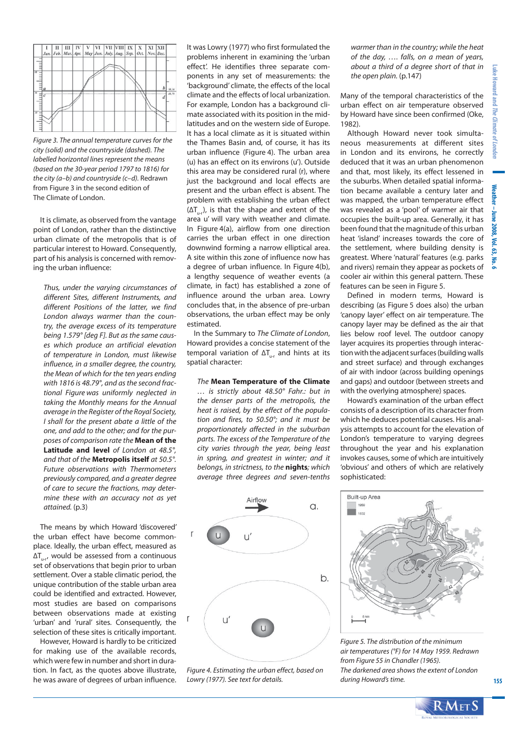I II III IV V VI VII VIII IX X XI XII
Jan. Feb. Mar. Apr. May Jun. July. Aug. Sep. Oct. Nov. Dec.

a b c d
48.50 48.79

Figure 3. The annual temperature curves for the city (solid) and the countryside (dashed). The labelled horizontal lines represent the means (based on the 30-year period 1797 to 1816) for the city (a–b) and countryside (c–d). Redrawn from Figure 3 in the second edition of The Climate of London.

It is climate, as observed from the vantage point of London, rather than the distinctive urban climate of the metropolis that is of particular interest to Howard. Consequently, part of his analysis is concerned with removing the urban influence:

> *Thus, under the varying circumstances of different Sites, different Instruments, and different Positions of the latter, we find London always warmer than the country, the average excess of its temperature being 1.579° [deg F]. But as the same causes which produce an artificial elevation of temperature in London, must likewise influence, in a smaller degree, the country, the Mean of which for the ten years ending with 1816 is 48.79°, and as the second fractional Figure was uniformly neglected in taking the Monthly means for the Annual average in the Register of the Royal Society, I shall for the present abate a little of the one, and add to the other; and for the purposes of comparison rate the* **Mean of the Latitude and level** *of London at 48.5°, and that of the* **Metropolis itself** *at 50.5°. Future observations with Thermometers previously compared, and a greater degree of care to secure the fractions, may determine these with an accuracy not as yet attained.* (p.3)

The means by which Howard 'discovered' the urban effect have become commonplace. Ideally, the urban effect, measured as $\Delta T_{u\text{-}r}$, would be assessed from a continuous set of observations that begin prior to urban settlement. Over a stable climatic period, the unique contribution of the stable urban area could be identified and extracted. However, most studies are based on comparisons between observations made at existing 'urban' and 'rural' sites. Consequently, the selection of these sites is critically important.

However, Howard is hardly to be criticized for making use of the available records, which were few in number and short in duration. In fact, as the quotes above illustrate, he was aware of degrees of urban influence.

It was Lowry (1977) who first formulated the problems inherent in examining the 'urban effect'. He identifies three separate components in any set of measurements: the 'background' climate, the effects of the local climate and the effects of local urbanization. For example, London has a background climate associated with its position in the mid-latitudes and on the western side of Europe. It has a local climate as it is situated within the Thames Basin and, of course, it has its urban influence (Figure 4). The urban area (u) has an effect on its environs (u′). Outside this area may be considered rural (r), where just the background and local effects are present and the urban effect is absent. The problem with establishing the urban effect ($\Delta T_{u\text{-}r}$), is that the shape and extent of the area u′ will vary with weather and climate. In Figure 4(a), airflow from one direction carries the urban effect in one direction downwind forming a narrow elliptical area. A site within this zone of influence now has a degree of urban influence. In Figure 4(b), a lengthy sequence of weather events (a climate, in fact) has established a zone of influence around the urban area. Lowry concludes that, in the absence of pre-urban observations, the urban effect may be only estimated.

In the Summary to *The Climate of London*, Howard provides a concise statement of the temporal variation of $\Delta T_{u\text{-}r}$ and hints at its spatial character:

> *The* **Mean Temperature of the Climate** *… is strictly about 48.50° Fahr.: but in the denser parts of the metropolis, the heat is raised, by the effect of the population and fires, to 50.50°; and it must be proportionately affected in the suburban parts. The excess of the Temperature of the city varies through the year, being least in spring, and greatest in winter; and it belongs, in strictness, to the* **nights***; which average three degrees and seven-tenths warmer than in the country; while the heat of the day, …. falls, on a mean of years, about a third of a degree short of that in the open plain.* (p.147)

Airflow
a.
r u u′
b.
r u′ u

Figure 4. Estimating the urban effect, based on Lowry (1977). See text for details.

Many of the temporal characteristics of the urban effect on air temperature observed by Howard have since been confirmed (Oke, 1982).

Although Howard never took simultaneous measurements at different sites in London and its environs, he correctly deduced that it was an urban phenomenon and that, most likely, its effect lessened in the suburbs. When detailed spatial information became available a century later and was mapped, the urban temperature effect was revealed as a 'pool' of warmer air that occupies the built-up area. Generally, it has been found that the magnitude of this urban heat 'island' increases towards the core of the settlement, where building density is greatest. Where 'natural' features (e.g. parks and rivers) remain they appear as pockets of cooler air within this general pattern. These features can be seen in Figure 5.

Defined in modern terms, Howard is describing (as Figure 5 does also) the urban 'canopy layer' effect on air temperature. The canopy layer may be defined as the air that lies below roof level. The outdoor canopy layer acquires its properties through interaction with the adjacent surfaces (building walls and street surface) and through exchanges of air with indoor (across building openings and gaps) and outdoor (between streets and with the overlying atmosphere) spaces.

Howard's examination of the urban effect consists of a description of its character from which he deduces potential causes. His analysis attempts to account for the elevation of London's temperature to varying degrees throughout the year and his explanation invokes causes, some of which are intuitively 'obvious' and others of which are relatively sophisticated:

Built-up Area
1959
1832
52
48
46
44
42
40
0 5 km

Figure 5. The distribution of the minimum air temperatures (°F) for 14 May 1959. Redrawn from Figure 55 in Chandler (1965). The darkened area shows the extent of London during Howard's time.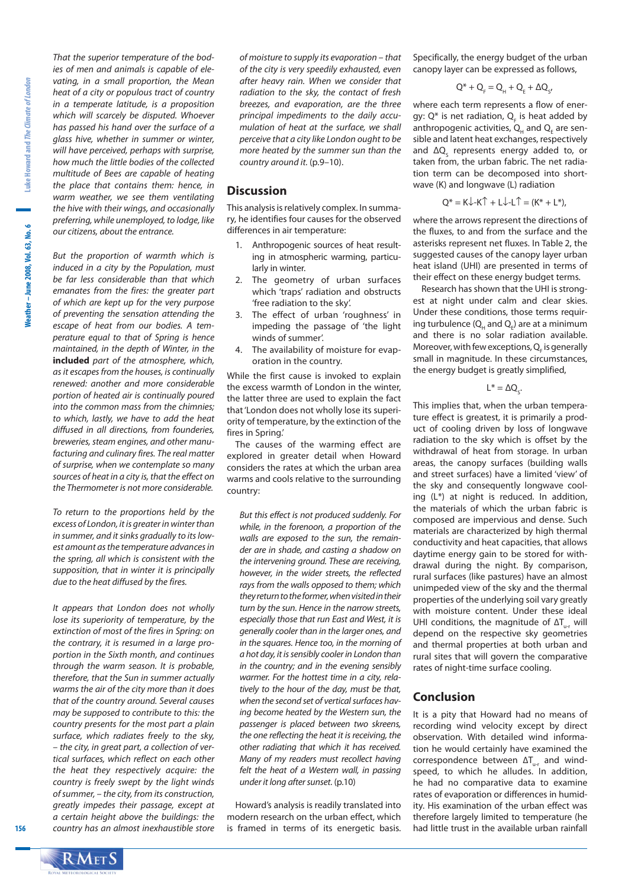*That the superior temperature of the bodies of men and animals is capable of elevating, in a small proportion, the Mean heat of a city or populous tract of country in a temperate latitude, is a proposition which will scarcely be disputed. Whoever has passed his hand over the surface of a glass hive, whether in summer or winter, will have perceived, perhaps with surprise, how much the little bodies of the collected multitude of Bees are capable of heating the place that contains them: hence, in warm weather, we see them ventilating the hive with their wings, and occasionally preferring, while unemployed, to lodge, like our citizens, about the entrance.*

*But the proportion of warmth which is induced in a city by the Population, must be far less considerable than that which emanates from the fires: the greater part of which are kept up for the very purpose of preventing the sensation attending the escape of heat from our bodies. A temperature equal to that of Spring is hence maintained, in the depth of Winter, in the* **included** *part of the atmosphere, which, as it escapes from the houses, is continually renewed: another and more considerable portion of heated air is continually poured into the common mass from the chimnies; to which, lastly, we have to add the heat diffused in all directions, from founderies, breweries, steam engines, and other manufacturing and culinary fires. The real matter of surprise, when we contemplate so many sources of heat in a city, is, that the effect on the Thermometer is not more considerable.*

*To return to the proportions held by the excess of London, it is greater in winter than in summer, and it sinks gradually to its lowest amount as the temperature advances in the spring, all which is consistent with the supposition, that in winter it is principally due to the heat diffused by the fires.*

*It appears that London does not wholly lose its superiority of temperature, by the extinction of most of the fires in Spring: on the contrary, it is resumed in a large proportion in the Sixth month, and continues through the warm season. It is probable, therefore, that the Sun in summer actually warms the air of the city more than it does that of the country around. Several causes may be supposed to contribute to this: the country presents for the most part a plain surface, which radiates freely to the sky, – the city, in great part, a collection of vertical surfaces, which reflect on each other the heat they respectively acquire: the country is freely swept by the light winds of summer, – the city, from its construction, greatly impedes their passage, except at a certain height above the buildings: the country has an almost inexhaustible store of moisture to supply its evaporation – that of the city is very speedily exhausted, even after heavy rain. When we consider that radiation to the sky, the contact of fresh breezes, and evaporation, are the three principal impediments to the daily accumulation of heat at the surface, we shall perceive that a city like London ought to be more heated by the summer sun than the country around it.* (p.9–10).

## Discussion

This analysis is relatively complex. In summary, he identifies four causes for the observed differences in air temperature:

1. Anthropogenic sources of heat resulting in atmospheric warming, particularly in winter.
2. The geometry of urban surfaces which 'traps' radiation and obstructs 'free radiation to the sky'.
3. The effect of urban 'roughness' in impeding the passage of 'the light winds of summer'.
4. The availability of moisture for evaporation in the country.

While the first cause is invoked to explain the excess warmth of London in the winter, the latter three are used to explain the fact that 'London does not wholly lose its superiority of temperature, by the extinction of the fires in Spring.'

The causes of the warming effect are explored in greater detail when Howard considers the rates at which the urban area warms and cools relative to the surrounding country:

> *But this effect is not produced suddenly. For while, in the forenoon, a proportion of the walls are exposed to the sun, the remainder are in shade, and casting a shadow on the intervening ground. These are receiving, however, in the wider streets, the reflected rays from the walls opposed to them; which they return to the former, when visited in their turn by the sun. Hence in the narrow streets, especially those that run East and West, it is generally cooler than in the larger ones, and in the squares. Hence too, in the morning of a hot day, it is sensibly cooler in London than in the country; and in the evening sensibly warmer. For the hottest time in a city, relatively to the hour of the day, must be that, when the second set of vertical surfaces having become heated by the Western sun, the passenger is placed between two skreens, the one reflecting the heat it is receiving, the other radiating that which it has received. Many of my readers must recollect having felt the heat of a Western wall, in passing under it long after sunset.* (p.10)

Howard's analysis is readily translated into modern research on the urban effect, which is framed in terms of its energetic basis. Specifically, the energy budget of the urban canopy layer can be expressed as follows,

$$Q^* + Q_F = Q_H + Q_E + \Delta Q_S,$$

where each term represents a flow of energy: $Q^*$ is net radiation, $Q_F$ is heat added by anthropogenic activities, $Q_H$ and $Q_E$ are sensible and latent heat exchanges, respectively and $\Delta Q_S$ represents energy added to, or taken from, the urban fabric. The net radiation term can be decomposed into shortwave (K) and longwave (L) radiation

$$Q^* = K{\downarrow} - K{\uparrow} + L{\downarrow} - L{\uparrow} = (K^* + L^*),$$

where the arrows represent the directions of the fluxes, to and from the surface and the asterisks represent net fluxes. In Table 2, the suggested causes of the canopy layer urban heat island (UHI) are presented in terms of their effect on these energy budget terms.

Research has shown that the UHI is strongest at night under calm and clear skies. Under these conditions, those terms requiring turbulence ($Q_H$ and $Q_E$) are at a minimum and there is no solar radiation available. Moreover, with few exceptions, $Q_F$ is generally small in magnitude. In these circumstances, the energy budget is greatly simplified,

$$L^* = \Delta Q_S.$$

This implies that, when the urban temperature effect is greatest, it is primarily a product of cooling driven by loss of longwave radiation to the sky which is offset by the withdrawal of heat from storage. In urban areas, the canopy surfaces (building walls and street surfaces) have a limited 'view' of the sky and consequently longwave cooling ($L^*$) at night is reduced. In addition, the materials of which the urban fabric is composed are impervious and dense. Such materials are characterized by high thermal conductivity and heat capacities, that allows daytime energy gain to be stored for withdrawal during the night. By comparison, rural surfaces (like pastures) have an almost unimpeded view of the sky and the thermal properties of the underlying soil vary greatly with moisture content. Under these ideal UHI conditions, the magnitude of $\Delta T_{u-r}$ will depend on the respective sky geometries and thermal properties at both urban and rural sites that will govern the comparative rates of night-time surface cooling.

## Conclusion

It is a pity that Howard had no means of recording wind velocity except by direct observation. With detailed wind information he would certainly have examined the correspondence between $\Delta T_{u-r}$ and windspeed, to which he alludes. In addition, he had no comparative data to examine rates of evaporation or differences in humidity. His examination of the urban effect was therefore largely limited to temperature (he had little trust in the available urban rainfall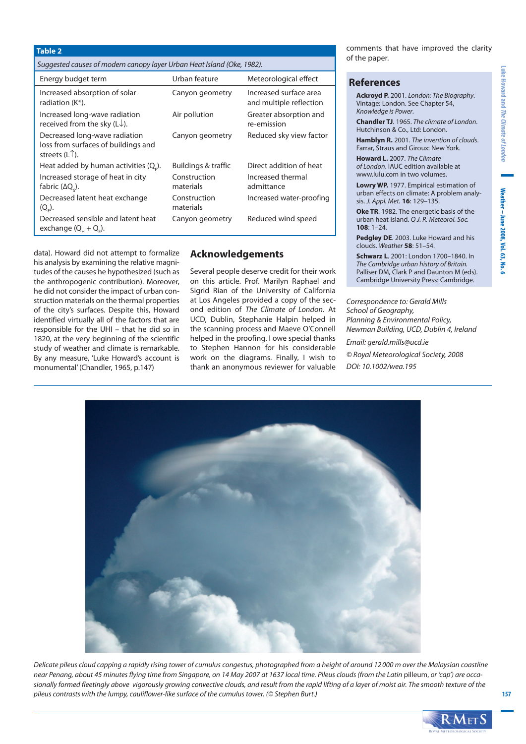**Table 2**

*Suggested causes of modern canopy layer Urban Heat Island (Oke, 1982).*

| Energy budget term | Urban feature | Meteorological effect |
|---|---|---|
| Increased absorption of solar radiation (K*). | Canyon geometry | Increased surface area and multiple reflection |
| Increased long-wave radiation received from the sky (L↓). | Air pollution | Greater absorption and re-emission |
| Decreased long-wave radiation loss from surfaces of buildings and streets (L↑). | Canyon geometry | Reduced sky view factor |
| Heat added by human activities ($Q_F$). | Buildings & traffic | Direct addition of heat |
| Increased storage of heat in city fabric ($\Delta Q_S$). | Construction materials | Increased thermal admittance |
| Decreased latent heat exchange ($Q_E$). | Construction materials | Increased water-proofing |
| Decreased sensible and latent heat exchange ($Q_H + Q_E$). | Canyon geometry | Reduced wind speed |

data). Howard did not attempt to formalize his analysis by examining the relative magnitudes of the causes he hypothesized (such as the anthropogenic contribution). Moreover, he did not consider the impact of urban construction materials on the thermal properties of the city's surfaces. Despite this, Howard identified virtually all of the factors that are responsible for the UHI – that he did so in 1820, at the very beginning of the scientific study of weather and climate is remarkable. By any measure, 'Luke Howard's account is monumental' (Chandler, 1965, p.147)

## Acknowledgements

Several people deserve credit for their work on this article. Prof. Marilyn Raphael and Sigrid Rian of the University of California at Los Angeles provided a copy of the second edition of *The Climate of London*. At UCD, Dublin, Stephanie Halpin helped in the scanning process and Maeve O'Connell helped in the proofing. I owe special thanks to Stephen Hannon for his considerable work on the diagrams. Finally, I wish to thank an anonymous reviewer for valuable comments that have improved the clarity of the paper.

## References

**Ackroyd P.** 2001. *London: The Biography*. Vintage: London. See Chapter 54, *Knowledge is Power*.

**Chandler TJ**. 1965. *The climate of London*. Hutchinson & Co., Ltd: London.

**Hamblyn R.** 2001. *The invention of clouds*. Farrar, Straus and Giroux: New York.

**Howard L.** 2007. *The Climate of London*. IAUC edition available at www.lulu.com in two volumes.

**Lowry WP.** 1977. Empirical estimation of urban effects on climate: A problem analysis. *J. Appl. Met.* **16**: 129–135.

**Oke TR**. 1982. The energetic basis of the urban heat island. *Q J. R. Meteorol. Soc.* **108**: 1–24.

**Pedgley DE**. 2003. Luke Howard and his clouds. *Weather* **58**: 51–54.

**Schwarz L**. 2001: London 1700–1840. In *The Cambridge urban history of Britain*. Palliser DM, Clark P and Daunton M (eds). Cambridge University Press: Cambridge.

*Correspondence to: Gerald Mills*
*School of Geography, Planning & Environmental Policy, Newman Building, UCD, Dublin 4, Ireland*

*Email: gerald.mills@ucd.ie*

*© Royal Meteorological Society, 2008*

*DOI: 10.1002/wea.195*

*Delicate pileus cloud capping a rapidly rising tower of cumulus congestus, photographed from a height of around 12 000 m over the Malaysian coastline near Penang, about 45 minutes flying time from Singapore, on 14 May 2007 at 1637 local time. Pileus clouds (from the Latin* pilleum*, or 'cap') are occasionally formed fleetingly above vigorously growing convective clouds, and result from the rapid lifting of a layer of moist air. The smooth texture of the pileus contrasts with the lumpy, cauliflower-like surface of the cumulus tower. (© Stephen Burt.)*